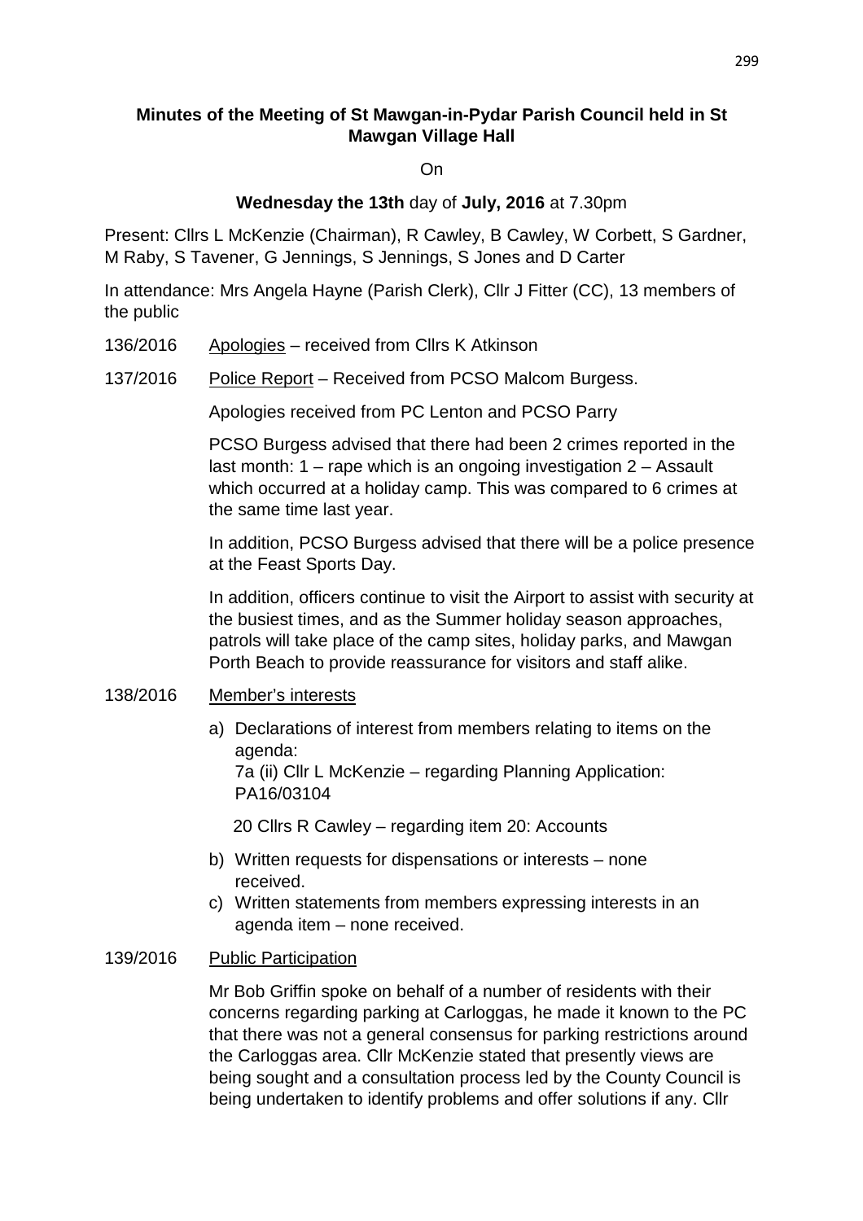**Minutes of the Meeting of St Mawgan-in-Pydar Parish Council held in St Mawgan Village Hall**

On

**Wednesday the 13th** day of **July, 2016** at 7.30pm

Present: Cllrs L McKenzie (Chairman), R Cawley, B Cawley, W Corbett, S Gardner, M Raby, S Tavener, G Jennings, S Jennings, S Jones and D Carter

In attendance: Mrs Angela Hayne (Parish Clerk), Cllr J Fitter (CC), 13 members of the public

136/2016 Apologies – received from Cllrs K Atkinson

137/2016 Police Report – Received from PCSO Malcom Burgess.

Apologies received from PC Lenton and PCSO Parry

PCSO Burgess advised that there had been 2 crimes reported in the last month: 1 – rape which is an ongoing investigation 2 – Assault which occurred at a holiday camp. This was compared to 6 crimes at the same time last year.

In addition, PCSO Burgess advised that there will be a police presence at the Feast Sports Day.

In addition, officers continue to visit the Airport to assist with security at the busiest times, and as the Summer holiday season approaches, patrols will take place of the camp sites, holiday parks, and Mawgan Porth Beach to provide reassurance for visitors and staff alike.

138/2016 Member's interests

a) Declarations of interest from members relating to items on the agenda:
7a (ii) Cllr L McKenzie – regarding Planning Application: PA16/03104

20 Cllrs R Cawley – regarding item 20: Accounts

b) Written requests for dispensations or interests – none received.
c) Written statements from members expressing interests in an agenda item – none received.

139/2016 Public Participation

Mr Bob Griffin spoke on behalf of a number of residents with their concerns regarding parking at Carloggas, he made it known to the PC that there was not a general consensus for parking restrictions around the Carloggas area. Cllr McKenzie stated that presently views are being sought and a consultation process led by the County Council is being undertaken to identify problems and offer solutions if any. Cllr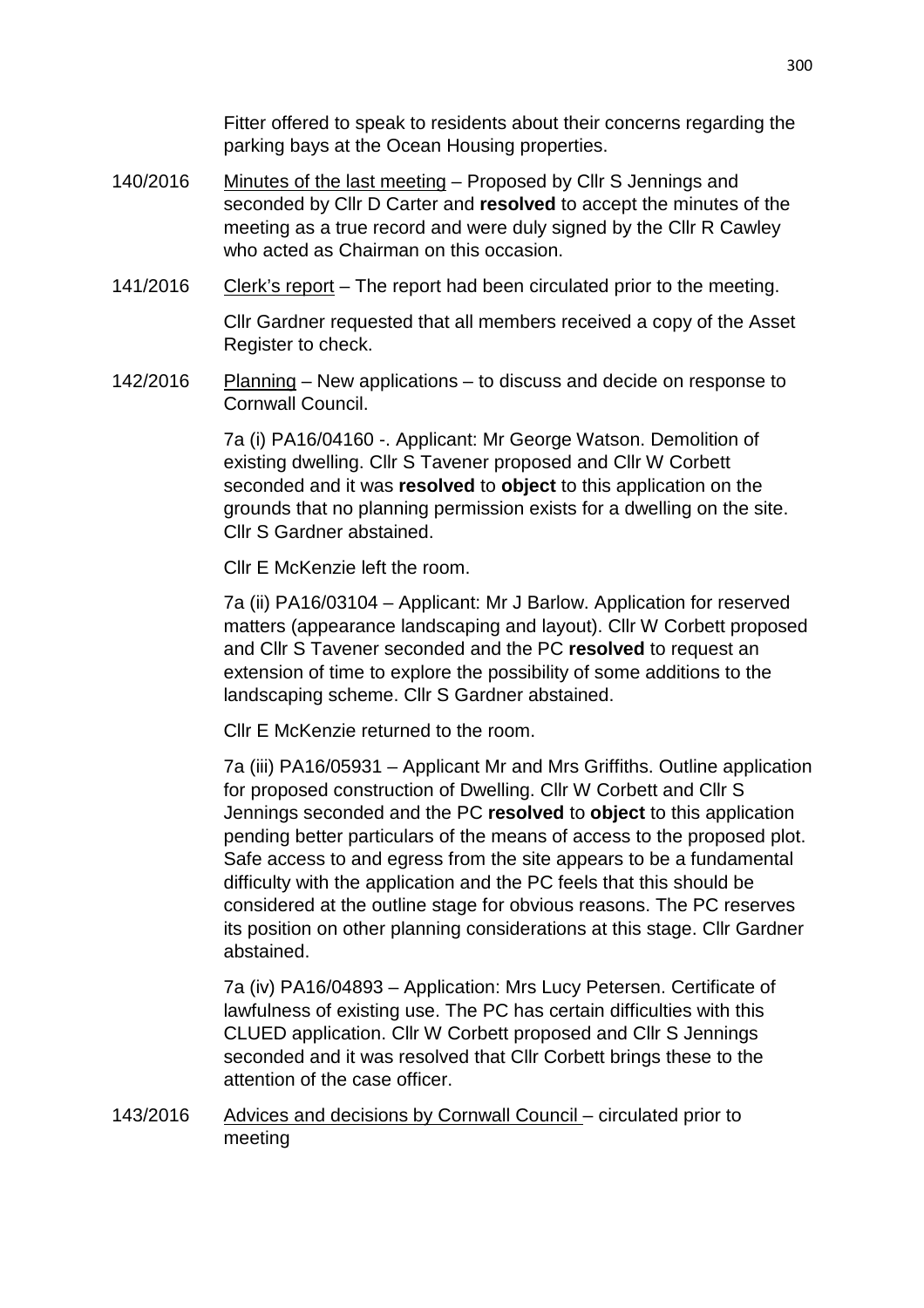Fitter offered to speak to residents about their concerns regarding the parking bays at the Ocean Housing properties.

140/2016 Minutes of the last meeting – Proposed by Cllr S Jennings and seconded by Cllr D Carter and **resolved** to accept the minutes of the meeting as a true record and were duly signed by the Cllr R Cawley who acted as Chairman on this occasion.

141/2016 Clerk's report – The report had been circulated prior to the meeting.

Cllr Gardner requested that all members received a copy of the Asset Register to check.

142/2016 Planning – New applications – to discuss and decide on response to Cornwall Council.

7a (i) PA16/04160 -. Applicant: Mr George Watson. Demolition of existing dwelling. Cllr S Tavener proposed and Cllr W Corbett seconded and it was **resolved** to **object** to this application on the grounds that no planning permission exists for a dwelling on the site. Cllr S Gardner abstained.

Cllr E McKenzie left the room.

7a (ii) PA16/03104 – Applicant: Mr J Barlow. Application for reserved matters (appearance landscaping and layout). Cllr W Corbett proposed and Cllr S Tavener seconded and the PC **resolved** to request an extension of time to explore the possibility of some additions to the landscaping scheme. Cllr S Gardner abstained.

Cllr E McKenzie returned to the room.

7a (iii) PA16/05931 – Applicant Mr and Mrs Griffiths. Outline application for proposed construction of Dwelling. Cllr W Corbett and Cllr S Jennings seconded and the PC **resolved** to **object** to this application pending better particulars of the means of access to the proposed plot. Safe access to and egress from the site appears to be a fundamental difficulty with the application and the PC feels that this should be considered at the outline stage for obvious reasons. The PC reserves its position on other planning considerations at this stage. Cllr Gardner abstained.

7a (iv) PA16/04893 – Application: Mrs Lucy Petersen. Certificate of lawfulness of existing use. The PC has certain difficulties with this CLUED application. Cllr W Corbett proposed and Cllr S Jennings seconded and it was resolved that Cllr Corbett brings these to the attention of the case officer.

143/2016 Advices and decisions by Cornwall Council – circulated prior to meeting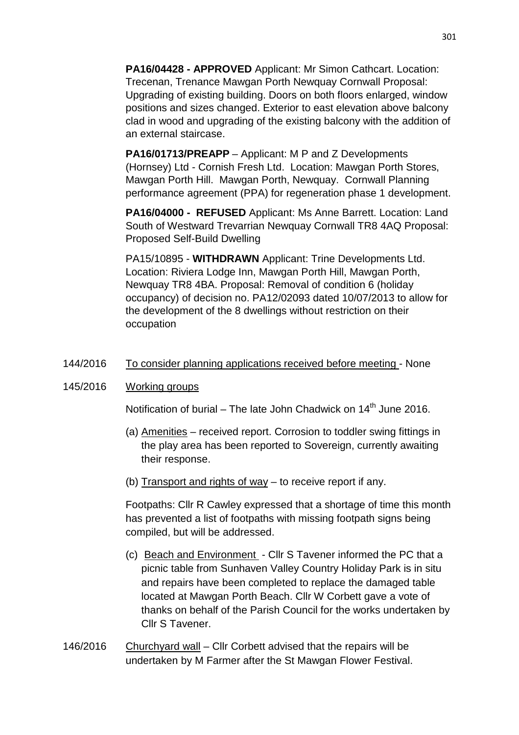**PA16/04428 - APPROVED** Applicant: Mr Simon Cathcart. Location: Trecenan, Trenance Mawgan Porth Newquay Cornwall Proposal: Upgrading of existing building. Doors on both floors enlarged, window positions and sizes changed. Exterior to east elevation above balcony clad in wood and upgrading of the existing balcony with the addition of an external staircase.

**PA16/01713/PREAPP** – Applicant: M P and Z Developments (Hornsey) Ltd - Cornish Fresh Ltd. Location: Mawgan Porth Stores, Mawgan Porth Hill. Mawgan Porth, Newquay. Cornwall Planning performance agreement (PPA) for regeneration phase 1 development.

**PA16/04000 - REFUSED** Applicant: Ms Anne Barrett. Location: Land South of Westward Trevarrian Newquay Cornwall TR8 4AQ Proposal: Proposed Self-Build Dwelling

PA15/10895 - **WITHDRAWN** Applicant: Trine Developments Ltd. Location: Riviera Lodge Inn, Mawgan Porth Hill, Mawgan Porth, Newquay TR8 4BA. Proposal: Removal of condition 6 (holiday occupancy) of decision no. PA12/02093 dated 10/07/2013 to allow for the development of the 8 dwellings without restriction on their occupation

144/2016 To consider planning applications received before meeting - None

145/2016 Working groups

Notification of burial – The late John Chadwick on 14th June 2016.

(a) Amenities – received report. Corrosion to toddler swing fittings in the play area has been reported to Sovereign, currently awaiting their response.

(b) Transport and rights of way – to receive report if any.

Footpaths: Cllr R Cawley expressed that a shortage of time this month has prevented a list of footpaths with missing footpath signs being compiled, but will be addressed.

(c) Beach and Environment - Cllr S Tavener informed the PC that a picnic table from Sunhaven Valley Country Holiday Park is in situ and repairs have been completed to replace the damaged table located at Mawgan Porth Beach. Cllr W Corbett gave a vote of thanks on behalf of the Parish Council for the works undertaken by Cllr S Tavener.

146/2016 Churchyard wall – Cllr Corbett advised that the repairs will be undertaken by M Farmer after the St Mawgan Flower Festival.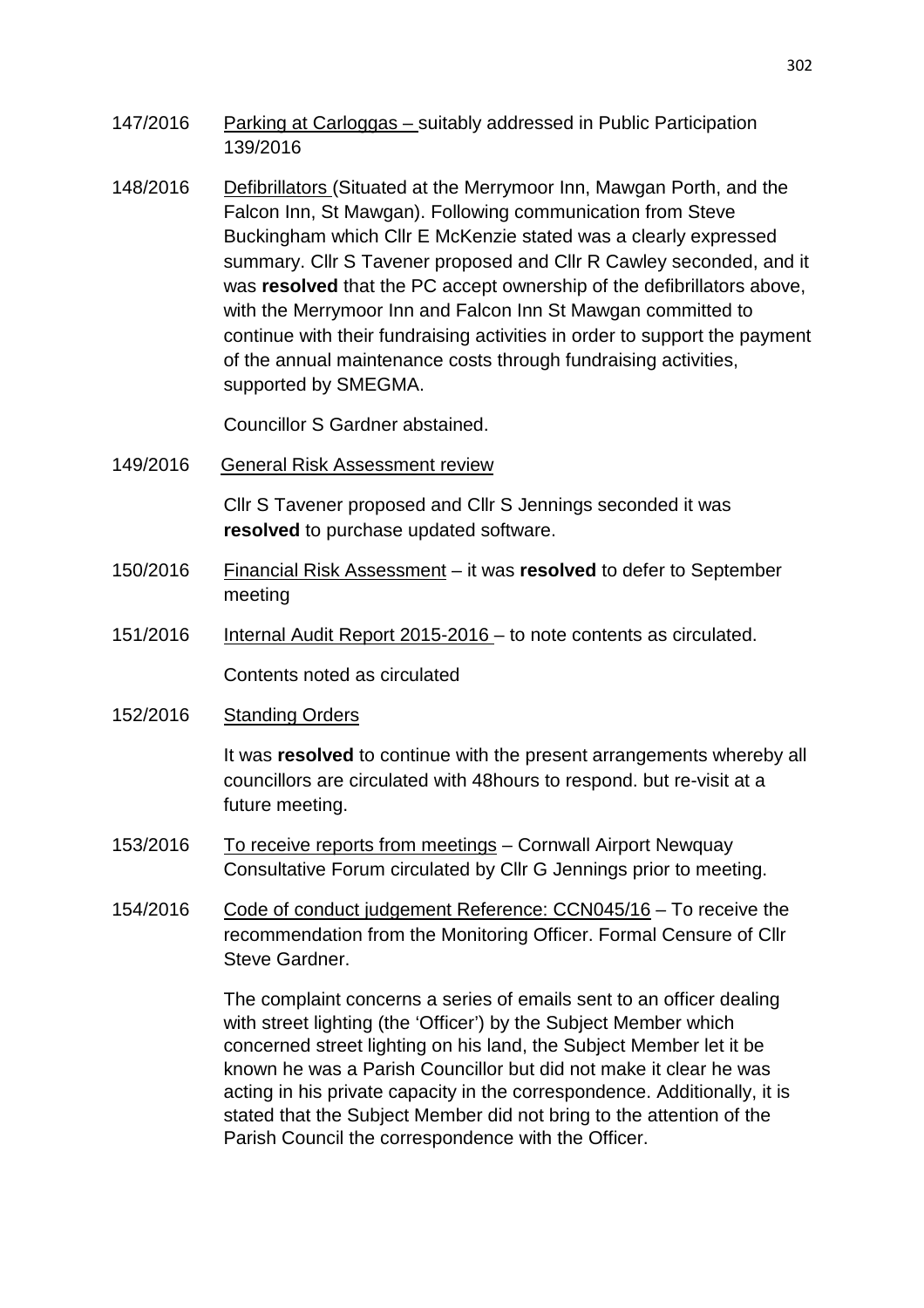147/2016 Parking at Carloggas – suitably addressed in Public Participation 139/2016

148/2016 Defibrillators (Situated at the Merrymoor Inn, Mawgan Porth, and the Falcon Inn, St Mawgan). Following communication from Steve Buckingham which Cllr E McKenzie stated was a clearly expressed summary. Cllr S Tavener proposed and Cllr R Cawley seconded, and it was **resolved** that the PC accept ownership of the defibrillators above, with the Merrymoor Inn and Falcon Inn St Mawgan committed to continue with their fundraising activities in order to support the payment of the annual maintenance costs through fundraising activities, supported by SMEGMA.

Councillor S Gardner abstained.

149/2016 General Risk Assessment review

Cllr S Tavener proposed and Cllr S Jennings seconded it was **resolved** to purchase updated software.

150/2016 Financial Risk Assessment – it was **resolved** to defer to September meeting

151/2016 Internal Audit Report 2015-2016 – to note contents as circulated.

Contents noted as circulated

152/2016 Standing Orders

It was **resolved** to continue with the present arrangements whereby all councillors are circulated with 48hours to respond. but re-visit at a future meeting.

153/2016 To receive reports from meetings – Cornwall Airport Newquay Consultative Forum circulated by Cllr G Jennings prior to meeting.

154/2016 Code of conduct judgement Reference: CCN045/16 – To receive the recommendation from the Monitoring Officer. Formal Censure of Cllr Steve Gardner.

The complaint concerns a series of emails sent to an officer dealing with street lighting (the 'Officer') by the Subject Member which concerned street lighting on his land, the Subject Member let it be known he was a Parish Councillor but did not make it clear he was acting in his private capacity in the correspondence. Additionally, it is stated that the Subject Member did not bring to the attention of the Parish Council the correspondence with the Officer.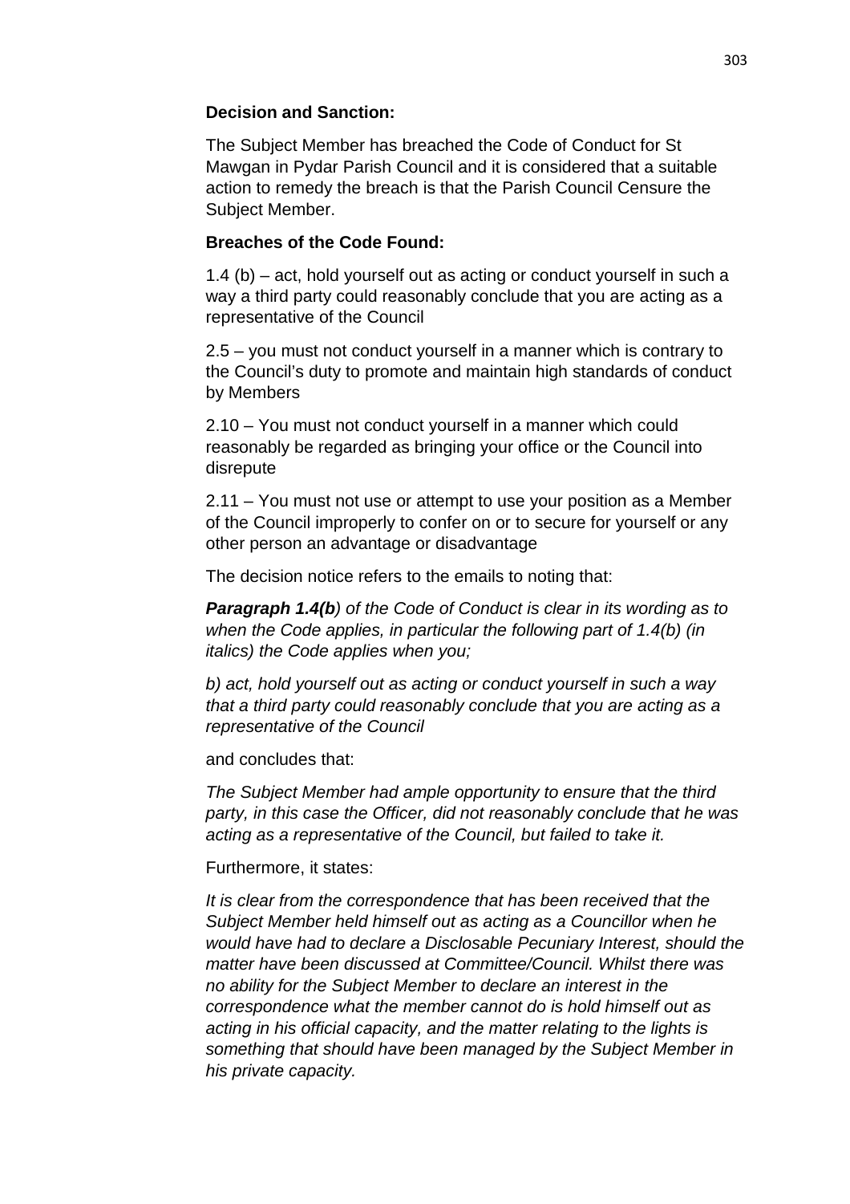**Decision and Sanction:**

The Subject Member has breached the Code of Conduct for St Mawgan in Pydar Parish Council and it is considered that a suitable action to remedy the breach is that the Parish Council Censure the Subject Member.

**Breaches of the Code Found:**

1.4 (b) – act, hold yourself out as acting or conduct yourself in such a way a third party could reasonably conclude that you are acting as a representative of the Council

2.5 – you must not conduct yourself in a manner which is contrary to the Council's duty to promote and maintain high standards of conduct by Members

2.10 – You must not conduct yourself in a manner which could reasonably be regarded as bringing your office or the Council into disrepute

2.11 – You must not use or attempt to use your position as a Member of the Council improperly to confer on or to secure for yourself or any other person an advantage or disadvantage

The decision notice refers to the emails to noting that:

***Paragraph 1.4(b****) of the Code of Conduct is clear in its wording as to when the Code applies, in particular the following part of 1.4(b) (in italics) the Code applies when you;*

*b) act, hold yourself out as acting or conduct yourself in such a way that a third party could reasonably conclude that you are acting as a representative of the Council*

and concludes that:

*The Subject Member had ample opportunity to ensure that the third party, in this case the Officer, did not reasonably conclude that he was acting as a representative of the Council, but failed to take it.*

Furthermore, it states:

*It is clear from the correspondence that has been received that the Subject Member held himself out as acting as a Councillor when he would have had to declare a Disclosable Pecuniary Interest, should the matter have been discussed at Committee/Council. Whilst there was no ability for the Subject Member to declare an interest in the correspondence what the member cannot do is hold himself out as acting in his official capacity, and the matter relating to the lights is something that should have been managed by the Subject Member in his private capacity.*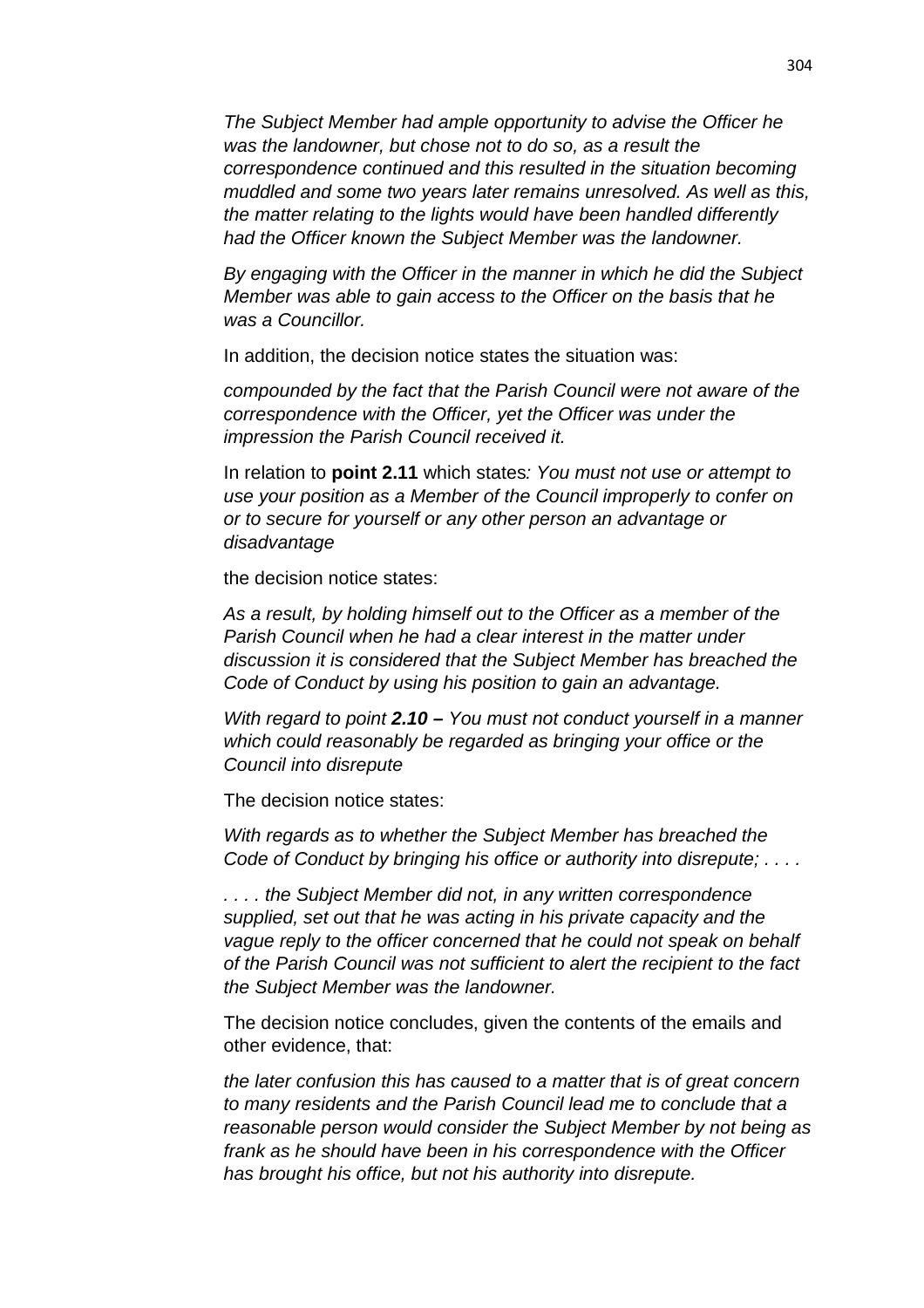*The Subject Member had ample opportunity to advise the Officer he was the landowner, but chose not to do so, as a result the correspondence continued and this resulted in the situation becoming muddled and some two years later remains unresolved. As well as this, the matter relating to the lights would have been handled differently had the Officer known the Subject Member was the landowner.*

*By engaging with the Officer in the manner in which he did the Subject Member was able to gain access to the Officer on the basis that he was a Councillor.*

In addition, the decision notice states the situation was:

*compounded by the fact that the Parish Council were not aware of the correspondence with the Officer, yet the Officer was under the impression the Parish Council received it.*

In relation to **point 2.11** which states*: You must not use or attempt to use your position as a Member of the Council improperly to confer on or to secure for yourself or any other person an advantage or disadvantage*

the decision notice states:

*As a result, by holding himself out to the Officer as a member of the Parish Council when he had a clear interest in the matter under discussion it is considered that the Subject Member has breached the Code of Conduct by using his position to gain an advantage.*

*With regard to point **2.10 –** You must not conduct yourself in a manner which could reasonably be regarded as bringing your office or the Council into disrepute*

The decision notice states:

*With regards as to whether the Subject Member has breached the Code of Conduct by bringing his office or authority into disrepute; . . . .*

*. . . . the Subject Member did not, in any written correspondence supplied, set out that he was acting in his private capacity and the vague reply to the officer concerned that he could not speak on behalf of the Parish Council was not sufficient to alert the recipient to the fact the Subject Member was the landowner.*

The decision notice concludes, given the contents of the emails and other evidence, that:

*the later confusion this has caused to a matter that is of great concern to many residents and the Parish Council lead me to conclude that a reasonable person would consider the Subject Member by not being as frank as he should have been in his correspondence with the Officer has brought his office, but not his authority into disrepute.*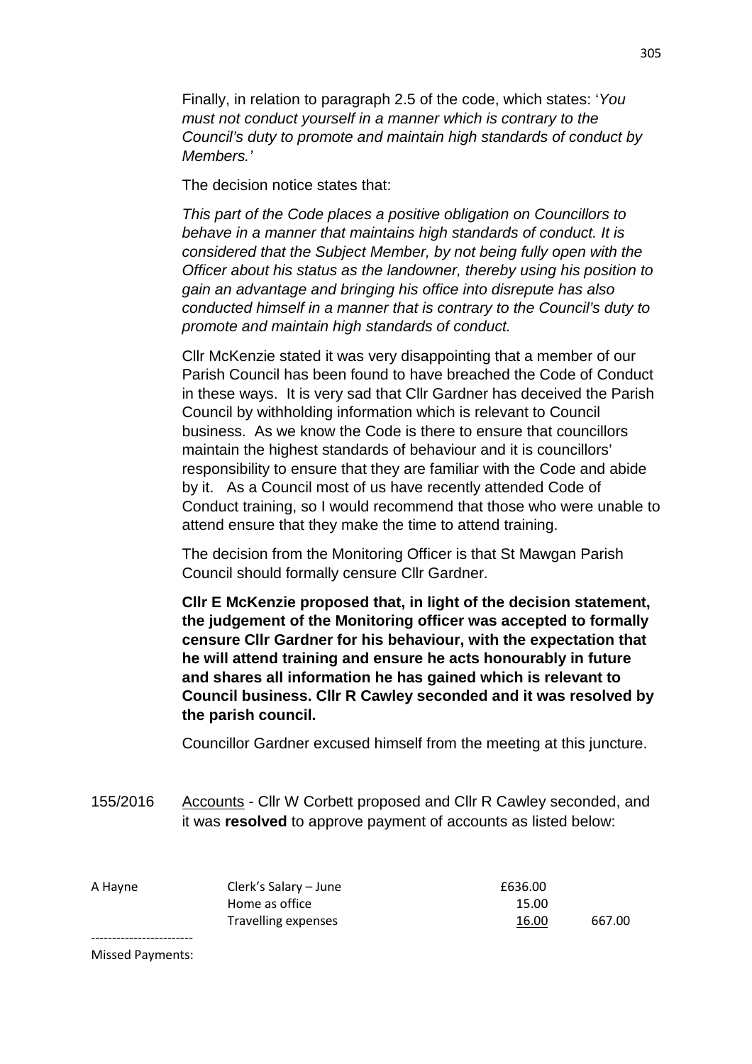Finally, in relation to paragraph 2.5 of the code, which states: '*You must not conduct yourself in a manner which is contrary to the Council's duty to promote and maintain high standards of conduct by Members.'*

The decision notice states that:

*This part of the Code places a positive obligation on Councillors to behave in a manner that maintains high standards of conduct. It is considered that the Subject Member, by not being fully open with the Officer about his status as the landowner, thereby using his position to gain an advantage and bringing his office into disrepute has also conducted himself in a manner that is contrary to the Council's duty to promote and maintain high standards of conduct.*

Cllr McKenzie stated it was very disappointing that a member of our Parish Council has been found to have breached the Code of Conduct in these ways. It is very sad that Cllr Gardner has deceived the Parish Council by withholding information which is relevant to Council business. As we know the Code is there to ensure that councillors maintain the highest standards of behaviour and it is councillors' responsibility to ensure that they are familiar with the Code and abide by it. As a Council most of us have recently attended Code of Conduct training, so I would recommend that those who were unable to attend ensure that they make the time to attend training.

The decision from the Monitoring Officer is that St Mawgan Parish Council should formally censure Cllr Gardner.

**Cllr E McKenzie proposed that, in light of the decision statement, the judgement of the Monitoring officer was accepted to formally censure Cllr Gardner for his behaviour, with the expectation that he will attend training and ensure he acts honourably in future and shares all information he has gained which is relevant to Council business. Cllr R Cawley seconded and it was resolved by the parish council.**

Councillor Gardner excused himself from the meeting at this juncture.

155/2016 Accounts - Cllr W Corbett proposed and Cllr R Cawley seconded, and it was **resolved** to approve payment of accounts as listed below:

| | | | |
|---|---|---|---|
| A Hayne | Clerk's Salary – June | £636.00 | |
| | Home as office | 15.00 | |
| | Travelling expenses | 16.00 | 667.00 |

------------------------

Missed Payments: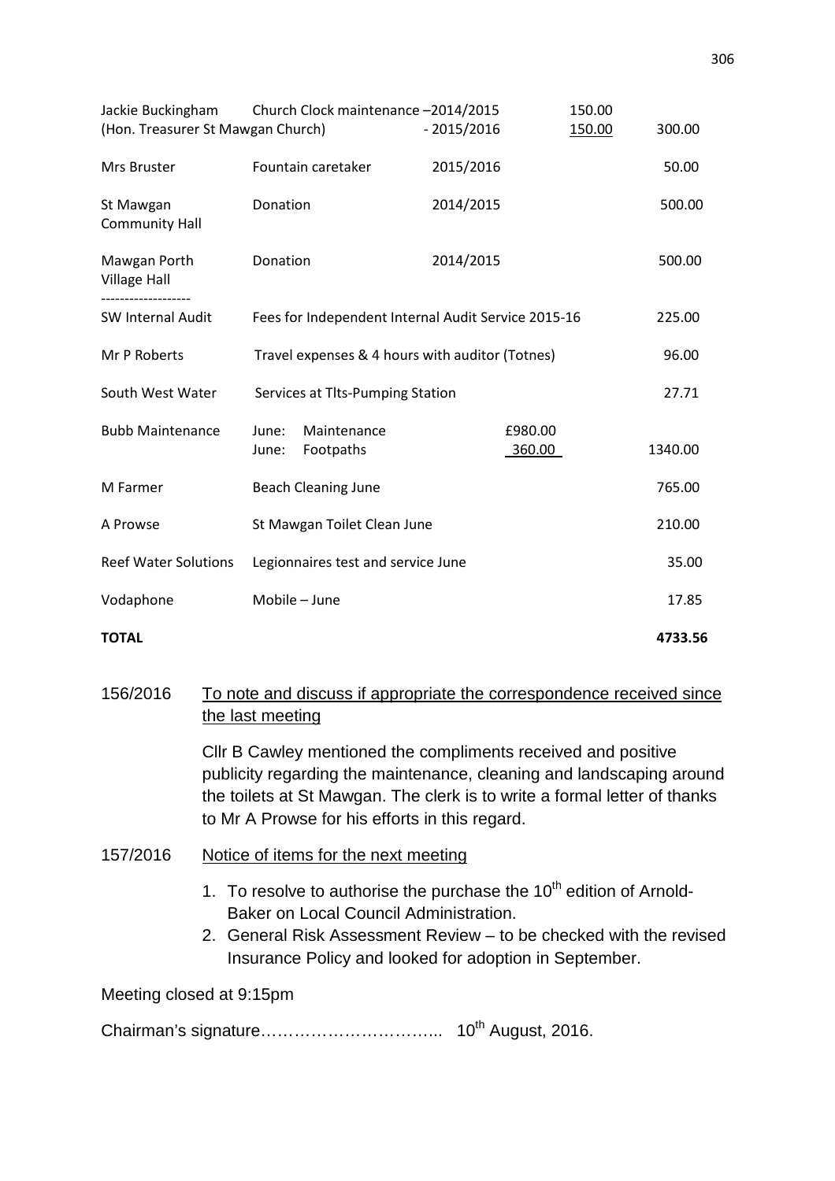| | | | | |
|---|---|---|---|---|
| Jackie Buckingham (Hon. Treasurer St Mawgan Church) | Church Clock maintenance –2014/2015 | - 2015/2016 | 150.00<br>150.00 | 300.00 |
| Mrs Bruster | Fountain caretaker | 2015/2016 | | 50.00 |
| St Mawgan Community Hall | Donation | 2014/2015 | | 500.00 |
| Mawgan Porth Village Hall | Donation | 2014/2015 | | 500.00 |
| ------------------- | | | | |
| SW Internal Audit | Fees for Independent Internal Audit Service 2015-16 | | | 225.00 |
| Mr P Roberts | Travel expenses & 4 hours with auditor (Totnes) | | | 96.00 |
| South West Water | Services at Tlts-Pumping Station | | | 27.71 |
| Bubb Maintenance | June: Maintenance<br>June: Footpaths | | £980.00<br>360.00 | 1340.00 |
| M Farmer | Beach Cleaning June | | | 765.00 |
| A Prowse | St Mawgan Toilet Clean June | | | 210.00 |
| Reef Water Solutions | Legionnaires test and service June | | | 35.00 |
| Vodaphone | Mobile – June | | | 17.85 |
| **TOTAL** | | | | **4733.56** |

156/2016 To note and discuss if appropriate the correspondence received since the last meeting

Cllr B Cawley mentioned the compliments received and positive publicity regarding the maintenance, cleaning and landscaping around the toilets at St Mawgan. The clerk is to write a formal letter of thanks to Mr A Prowse for his efforts in this regard.

157/2016 Notice of items for the next meeting

1. To resolve to authorise the purchase the 10th edition of Arnold-Baker on Local Council Administration.
2. General Risk Assessment Review – to be checked with the revised Insurance Policy and looked for adoption in September.

Meeting closed at 9:15pm

Chairman's signature…………………………… 10th August, 2016.